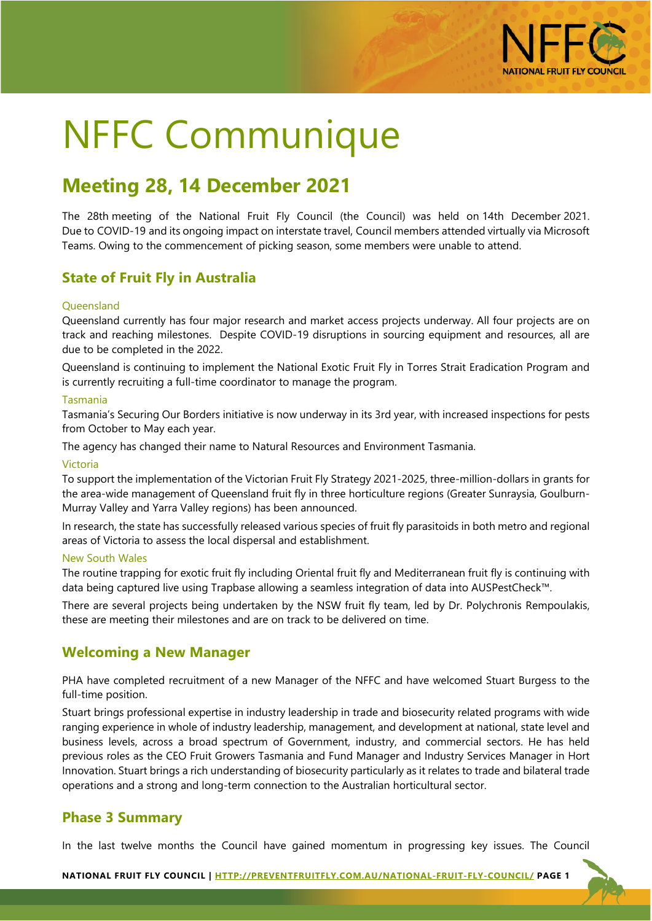# NFFC Communique

## Meeting 28, 14 December 2021

The 28th meeting of the National Fruit Fly Council (the Council) was held on 14th December 2021. Due to COVID-19 and its ongoing impact on interstate travel, Council members attended virtually via Microsoft Teams. Owing to the commencement of picking season, some members were unable to attend.

### State of Fruit Fly in Australia

#### Queensland

Queensland currently has four major research and market access projects underway. All four projects are on track and reaching milestones. Despite COVID-19 disruptions in sourcing equipment and resources, all are due to be completed in the 2022.

Queensland is continuing to implement the National Exotic Fruit Fly in Torres Strait Eradication Program and is currently recruiting a full-time coordinator to manage the program.

#### Tasmania

Tasmania's Securing Our Borders initiative is now underway in its 3rd year, with increased inspections for pests from October to May each year.

The agency has changed their name to Natural Resources and Environment Tasmania.

#### Victoria

To support the implementation of the Victorian Fruit Fly Strategy 2021-2025, three-million-dollars in grants for the area-wide management of Queensland fruit fly in three horticulture regions (Greater Sunraysia, Goulburn-Murray Valley and Yarra Valley regions) has been announced.

In research, the state has successfully released various species of fruit fly parasitoids in both metro and regional areas of Victoria to assess the local dispersal and establishment.

#### New South Wales

The routine trapping for exotic fruit fly including Oriental fruit fly and Mediterranean fruit fly is continuing with data being captured live using Trapbase allowing a seamless integration of data into AUSPestCheck™.

There are several projects being undertaken by the NSW fruit fly team, led by Dr. Polychronis Rempoulakis, these are meeting their milestones and are on track to be delivered on time.

### Welcoming a New Manager

PHA have completed recruitment of a new Manager of the NFFC and have welcomed Stuart Burgess to the full-time position.

Stuart brings professional expertise in industry leadership in trade and biosecurity related programs with wide ranging experience in whole of industry leadership, management, and development at national, state level and business levels, across a broad spectrum of Government, industry, and commercial sectors. He has held previous roles as the CEO Fruit Growers Tasmania and Fund Manager and Industry Services Manager in Hort Innovation. Stuart brings a rich understanding of biosecurity particularly as it relates to trade and bilateral trade operations and a strong and long-term connection to the Australian horticultural sector.

### Phase 3 Summary

In the last twelve months the Council have gained momentum in progressing key issues. The Council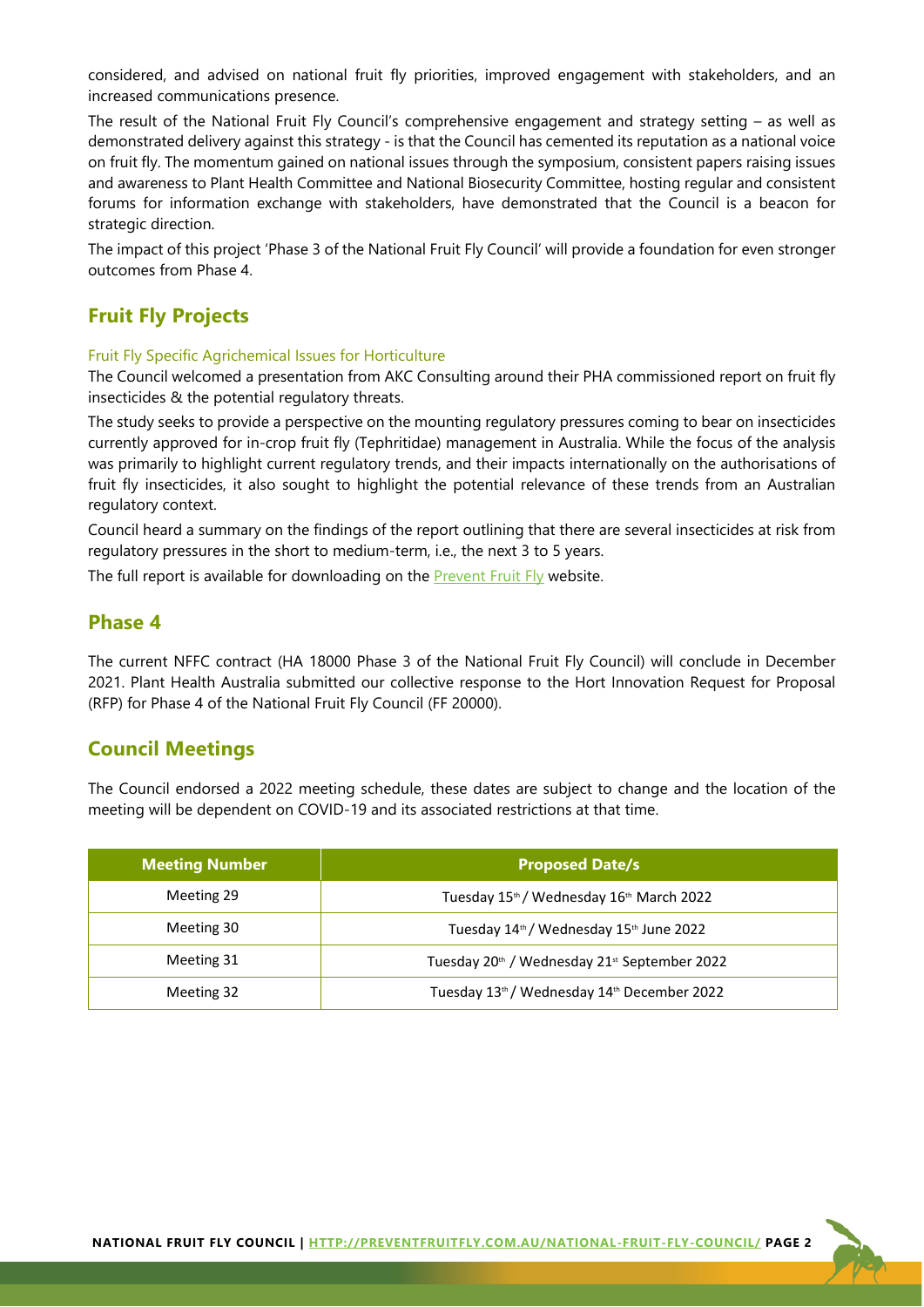considered, and advised on national fruit fly priorities, improved engagement with stakeholders, and an increased communications presence.

The result of the National Fruit Fly Council's comprehensive engagement and strategy setting – as well as demonstrated delivery against this strategy - is that the Council has cemented its reputation as a national voice on fruit fly. The momentum gained on national issues through the symposium, consistent papers raising issues and awareness to Plant Health Committee and National Biosecurity Committee, hosting regular and consistent forums for information exchange with stakeholders, have demonstrated that the Council is a beacon for strategic direction.

The impact of this project 'Phase 3 of the National Fruit Fly Council' will provide a foundation for even stronger outcomes from Phase 4.

## Fruit Fly Projects

### Fruit Fly Specific Agrichemical Issues for Horticulture

The Council welcomed a presentation from AKC Consulting around their PHA commissioned report on fruit fly insecticides & the potential regulatory threats.

The study seeks to provide a perspective on the mounting regulatory pressures coming to bear on insecticides currently approved for in-crop fruit fly (Tephritidae) management in Australia. While the focus of the analysis was primarily to highlight current regulatory trends, and their impacts internationally on the authorisations of fruit fly insecticides, it also sought to highlight the potential relevance of these trends from an Australian regulatory context.

Council heard a summary on the findings of the report outlining that there are several insecticides at risk from regulatory pressures in the short to medium-term, i.e., the next 3 to 5 years.

The full report is available for downloading on the Prevent Fruit Fly website.

## Phase 4

The current NFFC contract (HA 18000 Phase 3 of the National Fruit Fly Council) will conclude in December 2021. Plant Health Australia submitted our collective response to the Hort Innovation Request for Proposal (RFP) for Phase 4 of the National Fruit Fly Council (FF 20000).

## Council Meetings

The Council endorsed a 2022 meeting schedule, these dates are subject to change and the location of the meeting will be dependent on COVID-19 and its associated restrictions at that time.

| Meeting Number | Proposed Date/s |
|---|---|
| Meeting 29 | Tuesday 15th / Wednesday 16th March 2022 |
| Meeting 30 | Tuesday 14th / Wednesday 15th June 2022 |
| Meeting 31 | Tuesday 20th / Wednesday 21st September 2022 |
| Meeting 32 | Tuesday 13th / Wednesday 14th December 2022 |